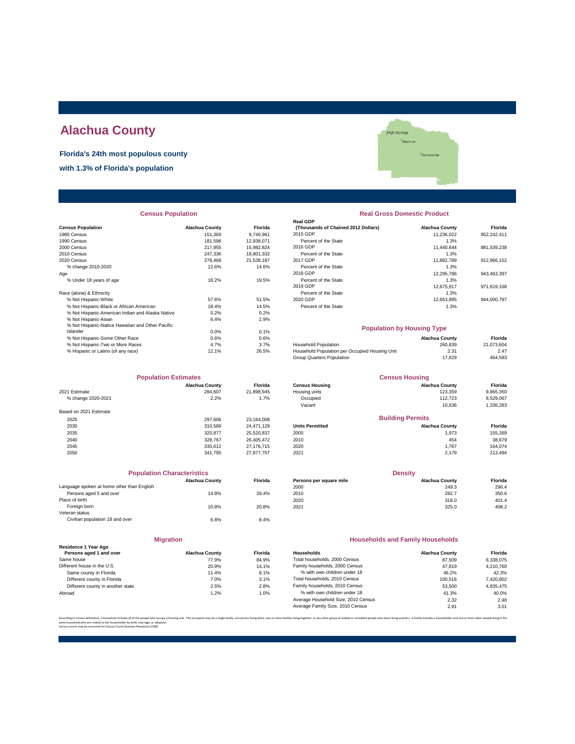# Alachua County

**Florida's 24th most populous county**

**with 1.3% of Florida's population**

## Census Population

| Census Population | Alachua County | Florida |
|---|---|---|
| 1980 Census | 151,369 | 9,746,961 |
| 1990 Census | 181,596 | 12,938,071 |
| 2000 Census | 217,955 | 15,982,824 |
| 2010 Census | 247,336 | 18,801,332 |
| 2020 Census | 278,468 | 21,538,187 |
| % change 2010-2020 | 12.6% | 14.6% |
| Age | | |
| % Under 18 years of age | 18.2% | 19.5% |
| Race (alone) & Ethnicity | | |
| % Not Hispanic-White | 57.6% | 51.5% |
| % Not Hispanic-Black or African American | 18.4% | 14.5% |
| % Not Hispanic-American Indian and Alaska Native | 0.2% | 0.2% |
| % Not Hispanic-Asian | 6.4% | 2.9% |
| % Not Hispanic-Native Hawaiian and Other Pacific Islander | 0.0% | 0.1% |
| % Not Hispanic-Some Other Race | 0.6% | 0.6% |
| % Not Hispanic-Two or More Races | 4.7% | 3.7% |
| % Hispanic or Latino (of any race) | 12.1% | 26.5% |

## Real Gross Domestic Product

| Real GDP (Thousands of Chained 2012 Dollars) | Alachua County | Florida |
|---|---|---|
| 2015 GDP | 11,236,022 | 852,242,411 |
| Percent of the State | 1.3% | |
| 2016 GDP | 11,440,644 | 881,539,238 |
| Percent of the State | 1.3% | |
| 2017 GDP | 11,882,789 | 912,966,152 |
| Percent of the State | 1.3% | |
| 2018 GDP | 12,295,786 | 943,463,397 |
| Percent of the State | 1.3% | |
| 2019 GDP | 12,675,917 | 971,619,168 |
| Percent of the State | 1.3% | |
| 2020 GDP | 12,653,895 | 944,000,797 |
| Percent of the State | 1.3% | |

## Population by Housing Type

| | Alachua County | Florida |
|---|---|---|
| Household Population | 260,839 | 21,073,604 |
| Household Population per Occupied Housing Unit | 2.31 | 2.47 |
| Group Quarters Population | 17,629 | 464,583 |

## Population Estimates

| | Alachua County | Florida |
|---|---|---|
| 2021 Estimate | 284,607 | 21,898,945 |
| % change 2020-2021 | 2.2% | 1.7% |
| Based on 2021 Estimate | | |
| 2025 | 297,606 | 23,164,008 |
| 2030 | 310,589 | 24,471,129 |
| 2035 | 320,877 | 25,520,837 |
| 2040 | 328,767 | 26,405,472 |
| 2045 | 335,612 | 27,176,715 |
| 2050 | 341,795 | 27,877,707 |

## Census Housing

| Census Housing | Alachua County | Florida |
|---|---|---|
| Housing units | 123,359 | 9,865,350 |
| Occupied | 112,723 | 8,529,067 |
| Vacant | 10,636 | 1,336,283 |

## Building Permits

| Units Permitted | Alachua County | Florida |
|---|---|---|
| 2000 | 1,973 | 155,269 |
| 2010 | 454 | 38,679 |
| 2020 | 1,767 | 164,074 |
| 2021 | 2,179 | 213,494 |

## Population Characteristics

| | Alachua County | Florida |
|---|---|---|
| Language spoken at home other than English | | |
| Persons aged 5 and over | 14.8% | 29.4% |
| Place of birth | | |
| Foreign born | 10.8% | 20.8% |
| Veteran status | | |
| Civilian population 18 and over | 6.8% | 8.4% |

## Density

| Persons per square mile | Alachua County | Florida |
|---|---|---|
| 2000 | 249.3 | 296.4 |
| 2010 | 282.7 | 350.6 |
| 2020 | 318.0 | 401.4 |
| 2021 | 325.0 | 408.2 |

## Migration

| Residence 1 Year Ago Persons aged 1 and over | Alachua County | Florida |
|---|---|---|
| Same house | 77.9% | 84.9% |
| Different house in the U.S. | 20.9% | 14.1% |
| Same county in Florida | 11.4% | 8.1% |
| Different county in Florida | 7.0% | 3.1% |
| Different county in another state | 2.5% | 2.8% |
| Abroad | 1.2% | 1.0% |

## Households and Family Households

| Households | Alachua County | Florida |
|---|---|---|
| Total households, 2000 Census | 87,509 | 6,338,075 |
| Family households, 2000 Census | 47,819 | 4,210,760 |
| % with own children under 18 | 46.2% | 42.3% |
| Total households, 2010 Census | 100,516 | 7,420,802 |
| Family households, 2010 Census | 53,500 | 4,835,475 |
| % with own children under 18 | 41.3% | 40.0% |
| Average Household Size, 2010 Census | 2.32 | 2.48 |
| Average Family Size, 2010 Census | 2.91 | 3.01 |

According to Census definitions, a household includes all of the people who occupy a housing unit. The occupants may be a single family, one person living alone, two or more families living together, or any other group of related or unrelated people who share living quarters. A family includes a householder and one or more other people living in the same household who are related to the householder by birth, marriage, or adoption.
Census counts may be corrected for Census Count Question Resolution (CQR).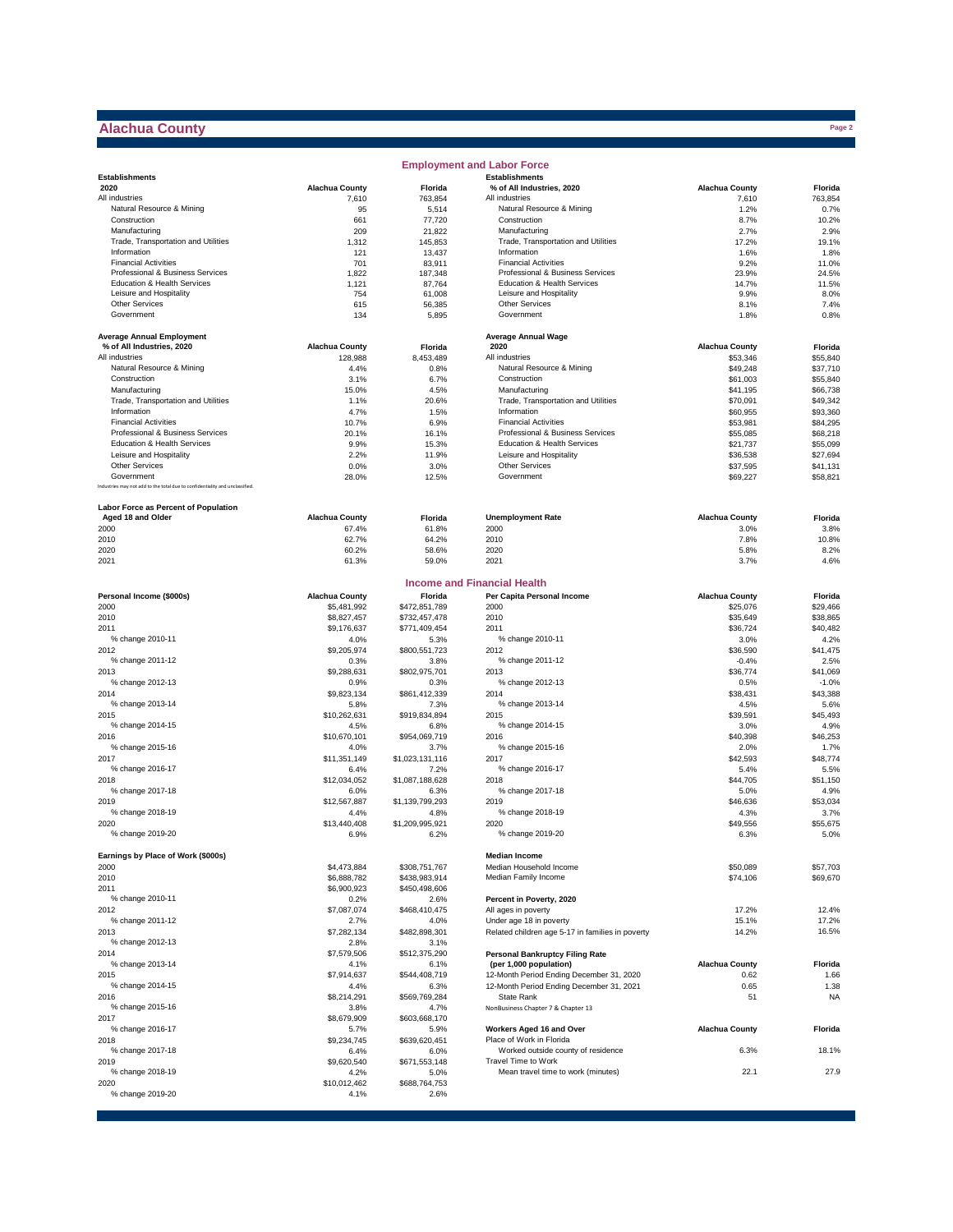# Alachua County

## Employment and Labor Force

| Establishments 2020 | Alachua County | Florida |
|---|---|---|
| All industries | 7,610 | 763,854 |
| Natural Resource & Mining | 95 | 5,514 |
| Construction | 661 | 77,720 |
| Manufacturing | 209 | 21,822 |
| Trade, Transportation and Utilities | 1,312 | 145,853 |
| Information | 121 | 13,437 |
| Financial Activities | 701 | 83,911 |
| Professional & Business Services | 1,822 | 187,348 |
| Education & Health Services | 1,121 | 87,764 |
| Leisure and Hospitality | 754 | 61,008 |
| Other Services | 615 | 56,385 |
| Government | 134 | 5,895 |

| Establishments % of All Industries, 2020 | Alachua County | Florida |
|---|---|---|
| All industries | 7,610 | 763,854 |
| Natural Resource & Mining | 1.2% | 0.7% |
| Construction | 8.7% | 10.2% |
| Manufacturing | 2.7% | 2.9% |
| Trade, Transportation and Utilities | 17.2% | 19.1% |
| Information | 1.6% | 1.8% |
| Financial Activities | 9.2% | 11.0% |
| Professional & Business Services | 23.9% | 24.5% |
| Education & Health Services | 14.7% | 11.5% |
| Leisure and Hospitality | 9.9% | 8.0% |
| Other Services | 8.1% | 7.4% |
| Government | 1.8% | 0.8% |

| Average Annual Employment % of All Industries, 2020 | Alachua County | Florida |
|---|---|---|
| All industries | 128,988 | 8,453,489 |
| Natural Resource & Mining | 4.4% | 0.8% |
| Construction | 3.1% | 6.7% |
| Manufacturing | 15.0% | 4.5% |
| Trade, Transportation and Utilities | 1.1% | 20.6% |
| Information | 4.7% | 1.5% |
| Financial Activities | 10.7% | 6.9% |
| Professional & Business Services | 20.1% | 16.1% |
| Education & Health Services | 9.9% | 15.3% |
| Leisure and Hospitality | 2.2% | 11.9% |
| Other Services | 0.0% | 3.0% |
| Government | 28.0% | 12.5% |

Industries may not add to the total due to confidentiality and unclassified.

| Average Annual Wage 2020 | Alachua County | Florida |
|---|---|---|
| All industries | $53,346 | $55,840 |
| Natural Resource & Mining | $49,248 | $37,710 |
| Construction | $61,003 | $55,840 |
| Manufacturing | $41,195 | $66,738 |
| Trade, Transportation and Utilities | $70,091 | $49,342 |
| Information | $60,955 | $93,360 |
| Financial Activities | $53,981 | $84,295 |
| Professional & Business Services | $55,085 | $68,218 |
| Education & Health Services | $21,737 | $55,099 |
| Leisure and Hospitality | $36,538 | $27,694 |
| Other Services | $37,595 | $41,131 |
| Government | $69,227 | $58,821 |

| Labor Force as Percent of Population Aged 18 and Older | Alachua County | Florida |
|---|---|---|
| 2000 | 67.4% | 61.8% |
| 2010 | 62.7% | 64.2% |
| 2020 | 60.2% | 58.6% |
| 2021 | 61.3% | 59.0% |

| Unemployment Rate | Alachua County | Florida |
|---|---|---|
| 2000 | 3.0% | 3.8% |
| 2010 | 7.8% | 10.8% |
| 2020 | 5.8% | 8.2% |
| 2021 | 3.7% | 4.6% |

## Income and Financial Health

| Personal Income ($000s) | Alachua County | Florida |
|---|---|---|
| 2000 | $5,481,992 | $472,851,789 |
| 2010 | $8,827,457 | $732,457,478 |
| 2011 | $9,176,637 | $771,409,454 |
| % change 2010-11 | 4.0% | 5.3% |
| 2012 | $9,205,974 | $800,551,723 |
| % change 2011-12 | 0.3% | 3.8% |
| 2013 | $9,288,631 | $802,975,701 |
| % change 2012-13 | 0.9% | 0.3% |
| 2014 | $9,823,134 | $861,412,339 |
| % change 2013-14 | 5.8% | 7.3% |
| 2015 | $10,262,631 | $919,834,894 |
| % change 2014-15 | 4.5% | 6.8% |
| 2016 | $10,670,101 | $954,069,719 |
| % change 2015-16 | 4.0% | 3.7% |
| 2017 | $11,351,149 | $1,023,131,116 |
| % change 2016-17 | 6.4% | 7.2% |
| 2018 | $12,034,052 | $1,087,188,628 |
| % change 2017-18 | 6.0% | 6.3% |
| 2019 | $12,567,887 | $1,139,799,293 |
| % change 2018-19 | 4.4% | 4.8% |
| 2020 | $13,440,408 | $1,209,995,921 |
| % change 2019-20 | 6.9% | 6.2% |

| Per Capita Personal Income | Alachua County | Florida |
|---|---|---|
| 2000 | $25,076 | $29,466 |
| 2010 | $35,649 | $38,865 |
| 2011 | $36,724 | $40,482 |
| % change 2010-11 | 3.0% | 4.2% |
| 2012 | $36,590 | $41,475 |
| % change 2011-12 | -0.4% | 2.5% |
| 2013 | $36,774 | $41,069 |
| % change 2012-13 | 0.5% | -1.0% |
| 2014 | $38,431 | $43,388 |
| % change 2013-14 | 4.5% | 5.6% |
| 2015 | $39,591 | $45,493 |
| % change 2014-15 | 3.0% | 4.9% |
| 2016 | $40,398 | $46,253 |
| % change 2015-16 | 2.0% | 1.7% |
| 2017 | $42,593 | $48,774 |
| % change 2016-17 | 5.4% | 5.5% |
| 2018 | $44,705 | $51,150 |
| % change 2017-18 | 5.0% | 4.9% |
| 2019 | $46,636 | $53,034 |
| % change 2018-19 | 4.3% | 3.7% |
| 2020 | $49,556 | $55,675 |
| % change 2019-20 | 6.3% | 5.0% |

| Earnings by Place of Work ($000s) | Alachua County | Florida |
|---|---|---|
| 2000 | $4,473,884 | $308,751,767 |
| 2010 | $6,888,782 | $438,983,914 |
| 2011 | $6,900,923 | $450,498,606 |
| % change 2010-11 | 0.2% | 2.6% |
| 2012 | $7,087,074 | $468,410,475 |
| % change 2011-12 | 2.7% | 4.0% |
| 2013 | $7,282,134 | $482,898,301 |
| % change 2012-13 | 2.8% | 3.1% |
| 2014 | $7,579,506 | $512,375,290 |
| % change 2013-14 | 4.1% | 6.1% |
| 2015 | $7,914,637 | $544,408,719 |
| % change 2014-15 | 4.4% | 6.3% |
| 2016 | $8,214,291 | $569,769,284 |
| % change 2015-16 | 3.8% | 4.7% |
| 2017 | $8,679,909 | $603,668,170 |
| % change 2016-17 | 5.7% | 5.9% |
| 2018 | $9,234,745 | $639,620,451 |
| % change 2017-18 | 6.4% | 6.0% |
| 2019 | $9,620,540 | $671,553,148 |
| % change 2018-19 | 4.2% | 5.0% |
| 2020 | $10,012,462 | $688,764,753 |
| % change 2019-20 | 4.1% | 2.6% |

| Median Income | Alachua County | Florida |
|---|---|---|
| Median Household Income | $50,089 | $57,703 |
| Median Family Income | $74,106 | $69,670 |

| Percent in Poverty, 2020 | Alachua County | Florida |
|---|---|---|
| All ages in poverty | 17.2% | 12.4% |
| Under age 18 in poverty | 15.1% | 17.2% |
| Related children age 5-17 in families in poverty | 14.2% | 16.5% |

| Personal Bankruptcy Filing Rate (per 1,000 population) | Alachua County | Florida |
|---|---|---|
| 12-Month Period Ending December 31, 2020 | 0.62 | 1.66 |
| 12-Month Period Ending December 31, 2021 | 0.65 | 1.38 |
| State Rank | 51 | NA |

NonBusiness Chapter 7 & Chapter 13

| Workers Aged 16 and Over | Alachua County | Florida |
|---|---|---|
| **Place of Work in Florida** | | |
| Worked outside county of residence | 6.3% | 18.1% |
| **Travel Time to Work** | | |
| Mean travel time to work (minutes) | 22.1 | 27.9 |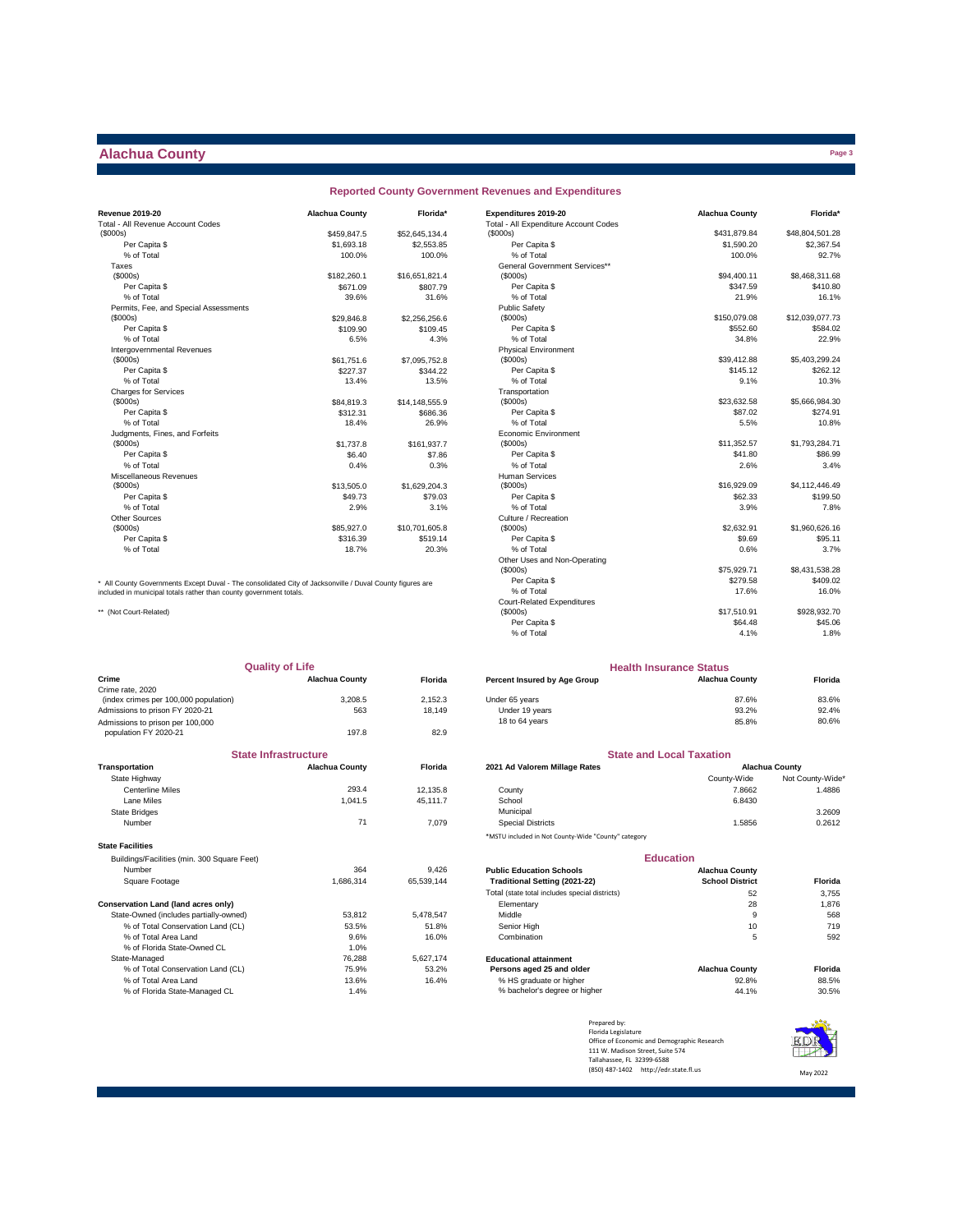# Alachua County

## Reported County Government Revenues and Expenditures

| Revenue 2019-20 | Alachua County | Florida* |
|---|---|---|
| Total - All Revenue Account Codes | | |
| ($000s) | $459,847.5 | $52,645,134.4 |
| Per Capita $ | $1,693.18 | $2,553.85 |
| % of Total | 100.0% | 100.0% |
| Taxes | | |
| ($000s) | $182,260.1 | $16,651,821.4 |
| Per Capita $ | $671.09 | $807.79 |
| % of Total | 39.6% | 31.6% |
| Permits, Fee, and Special Assessments | | |
| ($000s) | $29,846.8 | $2,256,256.6 |
| Per Capita $ | $109.90 | $109.45 |
| % of Total | 6.5% | 4.3% |
| Intergovernmental Revenues | | |
| ($000s) | $61,751.6 | $7,095,752.8 |
| Per Capita $ | $227.37 | $344.22 |
| % of Total | 13.4% | 13.5% |
| Charges for Services | | |
| ($000s) | $84,819.3 | $14,148,555.9 |
| Per Capita $ | $312.31 | $686.36 |
| % of Total | 18.4% | 26.9% |
| Judgments, Fines, and Forfeits | | |
| ($000s) | $1,737.8 | $161,937.7 |
| Per Capita $ | $6.40 | $7.86 |
| % of Total | 0.4% | 0.3% |
| Miscellaneous Revenues | | |
| ($000s) | $13,505.0 | $1,629,204.3 |
| Per Capita $ | $49.73 | $79.03 |
| % of Total | 2.9% | 3.1% |
| Other Sources | | |
| ($000s) | $85,927.0 | $10,701,605.8 |
| Per Capita $ | $316.39 | $519.14 |
| % of Total | 18.7% | 20.3% |

\* All County Governments Except Duval - The consolidated City of Jacksonville / Duval County figures are included in municipal totals rather than county government totals.

** (Not Court-Related)

| Expenditures 2019-20 | Alachua County | Florida* |
|---|---|---|
| Total - All Expenditure Account Codes | | |
| ($000s) | $431,879.84 | $48,804,501.28 |
| Per Capita $ | $1,590.20 | $2,367.54 |
| % of Total | 100.0% | 92.7% |
| General Government Services** | | |
| ($000s) | $94,400.11 | $8,468,311.68 |
| Per Capita $ | $347.59 | $410.80 |
| % of Total | 21.9% | 16.1% |
| Public Safety | | |
| ($000s) | $150,079.08 | $12,039,077.73 |
| Per Capita $ | $552.60 | $584.02 |
| % of Total | 34.8% | 22.9% |
| Physical Environment | | |
| ($000s) | $39,412.88 | $5,403,299.24 |
| Per Capita $ | $145.12 | $262.12 |
| % of Total | 9.1% | 10.3% |
| Transportation | | |
| ($000s) | $23,632.58 | $5,666,984.30 |
| Per Capita $ | $87.02 | $274.91 |
| % of Total | 5.5% | 10.8% |
| Economic Environment | | |
| ($000s) | $11,352.57 | $1,793,284.71 |
| Per Capita $ | $41.80 | $86.99 |
| % of Total | 2.6% | 3.4% |
| Human Services | | |
| ($000s) | $16,929.09 | $4,112,446.49 |
| Per Capita $ | $62.33 | $199.50 |
| % of Total | 3.9% | 7.8% |
| Culture / Recreation | | |
| ($000s) | $2,632.91 | $1,960,626.16 |
| Per Capita $ | $9.69 | $95.11 |
| % of Total | 0.6% | 3.7% |
| Other Uses and Non-Operating | | |
| ($000s) | $75,929.71 | $8,431,538.28 |
| Per Capita $ | $279.58 | $409.02 |
| % of Total | 17.6% | 16.0% |
| Court-Related Expenditures | | |
| ($000s) | $17,510.91 | $928,932.70 |
| Per Capita $ | $64.48 | $45.06 |
| % of Total | 4.1% | 1.8% |

## Quality of Life

| Crime | Alachua County | Florida |
|---|---|---|
| Crime rate, 2020 | | |
| (index crimes per 100,000 population) | 3,208.5 | 2,152.3 |
| Admissions to prison FY 2020-21 | 563 | 18,149 |
| Admissions to prison per 100,000 population FY 2020-21 | 197.8 | 82.9 |

## Health Insurance Status

| Percent Insured by Age Group | Alachua County | Florida |
|---|---|---|
| Under 65 years | 87.6% | 83.6% |
| Under 19 years | 93.2% | 92.4% |
| 18 to 64 years | 85.8% | 80.6% |

## State Infrastructure

| Transportation | Alachua County | Florida |
|---|---|---|
| State Highway | | |
| Centerline Miles | 293.4 | 12,135.8 |
| Lane Miles | 1,041.5 | 45,111.7 |
| State Bridges | | |
| Number | 71 | 7,079 |
| **State Facilities** | | |
| Buildings/Facilities (min. 300 Square Feet) | | |
| Number | 364 | 9,426 |
| Square Footage | 1,686,314 | 65,539,144 |
| **Conservation Land (land acres only)** | | |
| State-Owned (includes partially-owned) | 53,812 | 5,478,547 |
| % of Total Conservation Land (CL) | 53.5% | 51.8% |
| % of Total Area Land | 9.6% | 16.0% |
| % of Florida State-Owned CL | 1.0% | |
| State-Managed | 76,288 | 5,627,174 |
| % of Total Conservation Land (CL) | 75.9% | 53.2% |
| % of Total Area Land | 13.6% | 16.4% |
| % of Florida State-Managed CL | 1.4% | |

## State and Local Taxation

| 2021 Ad Valorem Millage Rates | Alachua County | |
|---|---|---|
| | County-Wide | Not County-Wide* |
| County | 7.8662 | 1.4886 |
| School | 6.8430 | |
| Municipal | | 3.2609 |
| Special Districts | 1.5856 | 0.2612 |

*MSTU included in Not County-Wide "County" category

## Education

| Public Education Schools | Alachua County | |
|---|---|---|
| Traditional Setting (2021-22) | School District | Florida |
| Total (state total includes special districts) | 52 | 3,755 |
| Elementary | 28 | 1,876 |
| Middle | 9 | 568 |
| Senior High | 10 | 719 |
| Combination | 5 | 592 |

| Educational attainment | | |
|---|---|---|
| Persons aged 25 and older | Alachua County | Florida |
| % HS graduate or higher | 92.8% | 88.5% |
| % bachelor's degree or higher | 44.1% | 30.5% |

Prepared by:
Florida Legislature
Office of Economic and Demographic Research
111 W. Madison Street, Suite 574
Tallahassee, FL 32399-6588
(850) 487-1402 http://edr.state.fl.us

May 2022